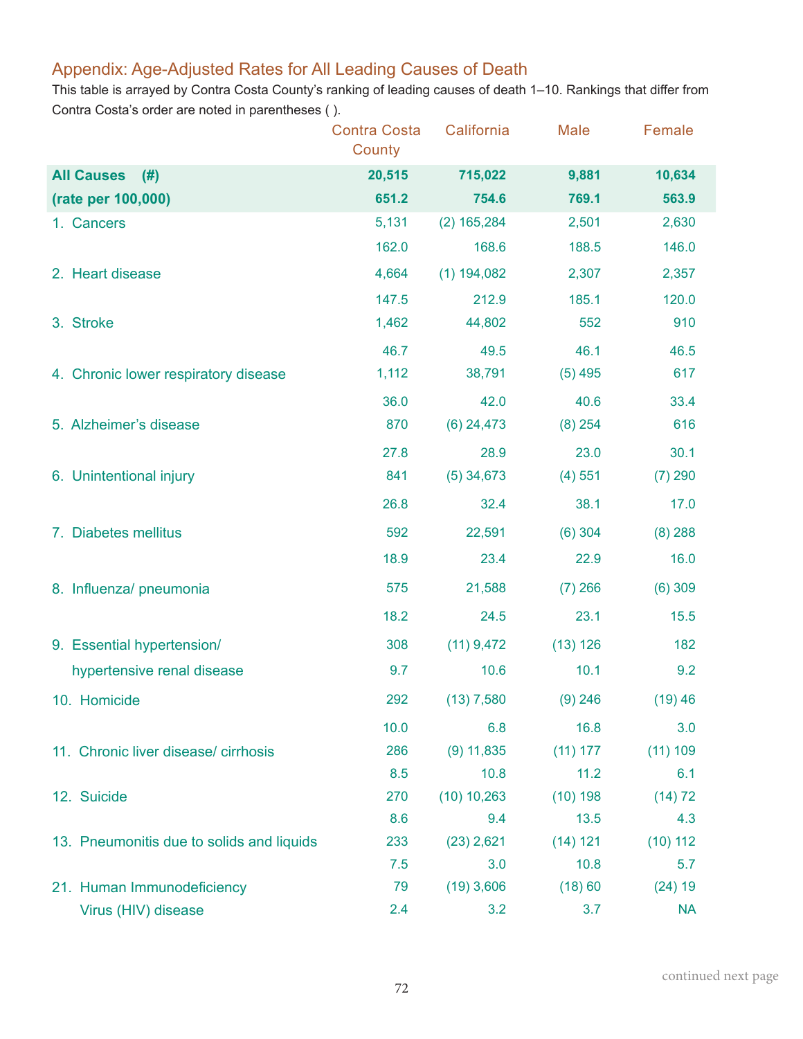## Appendix: Age-Adjusted Rates for All Leading Causes of Death

This table is arrayed by Contra Costa County's ranking of leading causes of death 1–10. Rankings that differ from Contra Costa's order are noted in parentheses ( ).

| | Contra Costa County | California | Male | Female |
|---|---|---|---|---|
| **All Causes (#)** | **20,515** | **715,022** | **9,881** | **10,634** |
| **(rate per 100,000)** | **651.2** | **754.6** | **769.1** | **563.9** |
| 1. Cancers | 5,131 | (2) 165,284 | 2,501 | 2,630 |
| | 162.0 | 168.6 | 188.5 | 146.0 |
| 2. Heart disease | 4,664 | (1) 194,082 | 2,307 | 2,357 |
| | 147.5 | 212.9 | 185.1 | 120.0 |
| 3. Stroke | 1,462 | 44,802 | 552 | 910 |
| | 46.7 | 49.5 | 46.1 | 46.5 |
| 4. Chronic lower respiratory disease | 1,112 | 38,791 | (5) 495 | 617 |
| | 36.0 | 42.0 | 40.6 | 33.4 |
| 5. Alzheimer's disease | 870 | (6) 24,473 | (8) 254 | 616 |
| | 27.8 | 28.9 | 23.0 | 30.1 |
| 6. Unintentional injury | 841 | (5) 34,673 | (4) 551 | (7) 290 |
| | 26.8 | 32.4 | 38.1 | 17.0 |
| 7. Diabetes mellitus | 592 | 22,591 | (6) 304 | (8) 288 |
| | 18.9 | 23.4 | 22.9 | 16.0 |
| 8. Influenza/ pneumonia | 575 | 21,588 | (7) 266 | (6) 309 |
| | 18.2 | 24.5 | 23.1 | 15.5 |
| 9. Essential hypertension/ | 308 | (11) 9,472 | (13) 126 | 182 |
| hypertensive renal disease | 9.7 | 10.6 | 10.1 | 9.2 |
| 10. Homicide | 292 | (13) 7,580 | (9) 246 | (19) 46 |
| | 10.0 | 6.8 | 16.8 | 3.0 |
| 11. Chronic liver disease/ cirrhosis | 286 | (9) 11,835 | (11) 177 | (11) 109 |
| | 8.5 | 10.8 | 11.2 | 6.1 |
| 12. Suicide | 270 | (10) 10,263 | (10) 198 | (14) 72 |
| | 8.6 | 9.4 | 13.5 | 4.3 |
| 13. Pneumonitis due to solids and liquids | 233 | (23) 2,621 | (14) 121 | (10) 112 |
| | 7.5 | 3.0 | 10.8 | 5.7 |
| 21. Human Immunodeficiency | 79 | (19) 3,606 | (18) 60 | (24) 19 |
| Virus (HIV) disease | 2.4 | 3.2 | 3.7 | NA |

continued next page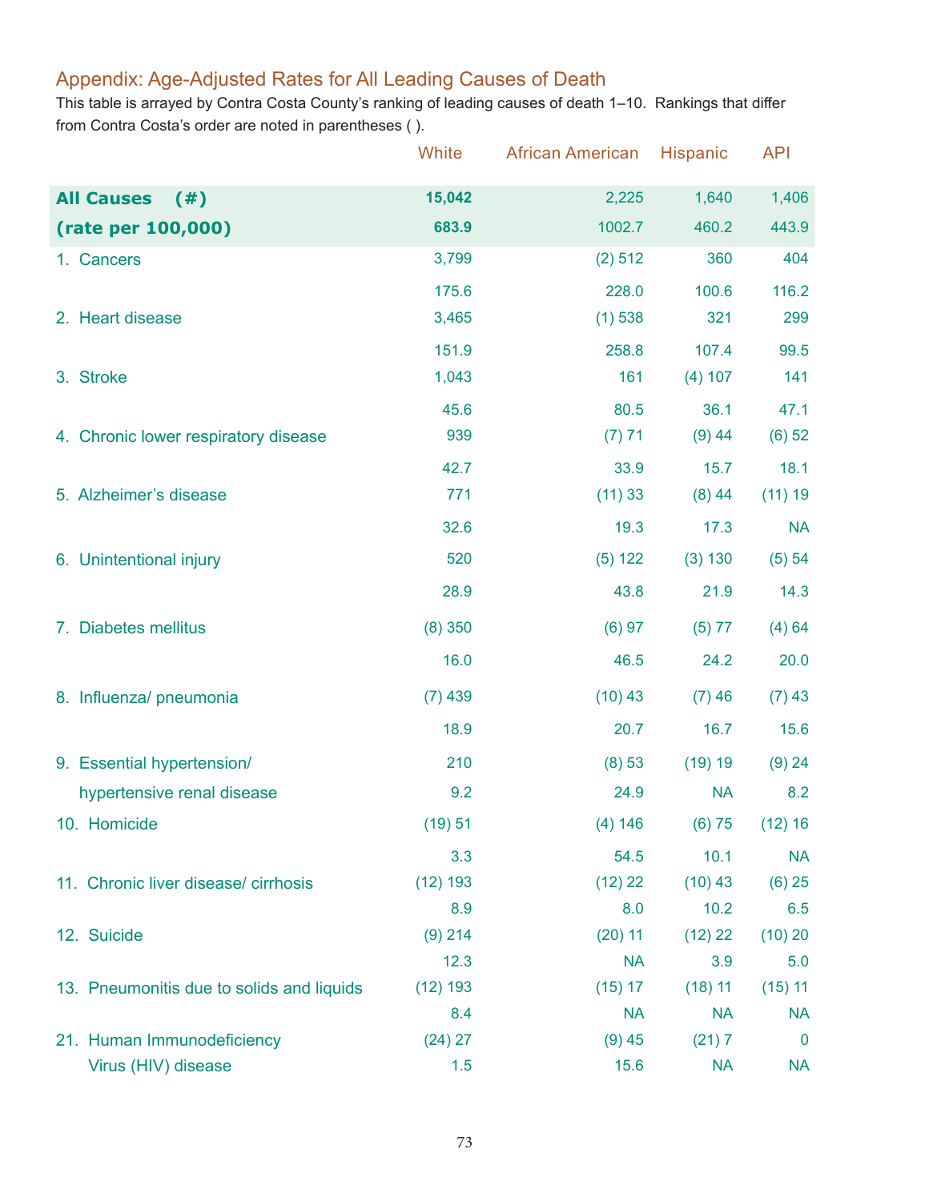## Appendix: Age-Adjusted Rates for All Leading Causes of Death

This table is arrayed by Contra Costa County's ranking of leading causes of death 1–10. Rankings that differ from Contra Costa's order are noted in parentheses ( ).

| | White | African American | Hispanic | API |
|---|---|---|---|---|
| **All Causes (#)** | **15,042** | 2,225 | 1,640 | 1,406 |
| **(rate per 100,000)** | **683.9** | 1002.7 | 460.2 | 443.9 |
| 1. Cancers | 3,799 | (2) 512 | 360 | 404 |
| | 175.6 | 228.0 | 100.6 | 116.2 |
| 2. Heart disease | 3,465 | (1) 538 | 321 | 299 |
| | 151.9 | 258.8 | 107.4 | 99.5 |
| 3. Stroke | 1,043 | 161 | (4) 107 | 141 |
| | 45.6 | 80.5 | 36.1 | 47.1 |
| 4. Chronic lower respiratory disease | 939 | (7) 71 | (9) 44 | (6) 52 |
| | 42.7 | 33.9 | 15.7 | 18.1 |
| 5. Alzheimer's disease | 771 | (11) 33 | (8) 44 | (11) 19 |
| | 32.6 | 19.3 | 17.3 | NA |
| 6. Unintentional injury | 520 | (5) 122 | (3) 130 | (5) 54 |
| | 28.9 | 43.8 | 21.9 | 14.3 |
| 7. Diabetes mellitus | (8) 350 | (6) 97 | (5) 77 | (4) 64 |
| | 16.0 | 46.5 | 24.2 | 20.0 |
| 8. Influenza/ pneumonia | (7) 439 | (10) 43 | (7) 46 | (7) 43 |
| | 18.9 | 20.7 | 16.7 | 15.6 |
| 9. Essential hypertension/ | 210 | (8) 53 | (19) 19 | (9) 24 |
| hypertensive renal disease | 9.2 | 24.9 | NA | 8.2 |
| 10. Homicide | (19) 51 | (4) 146 | (6) 75 | (12) 16 |
| | 3.3 | 54.5 | 10.1 | NA |
| 11. Chronic liver disease/ cirrhosis | (12) 193 | (12) 22 | (10) 43 | (6) 25 |
| | 8.9 | 8.0 | 10.2 | 6.5 |
| 12. Suicide | (9) 214 | (20) 11 | (12) 22 | (10) 20 |
| | 12.3 | NA | 3.9 | 5.0 |
| 13. Pneumonitis due to solids and liquids | (12) 193 | (15) 17 | (18) 11 | (15) 11 |
| | 8.4 | NA | NA | NA |
| 21. Human Immunodeficiency | (24) 27 | (9) 45 | (21) 7 | 0 |
| Virus (HIV) disease | 1.5 | 15.6 | NA | NA |